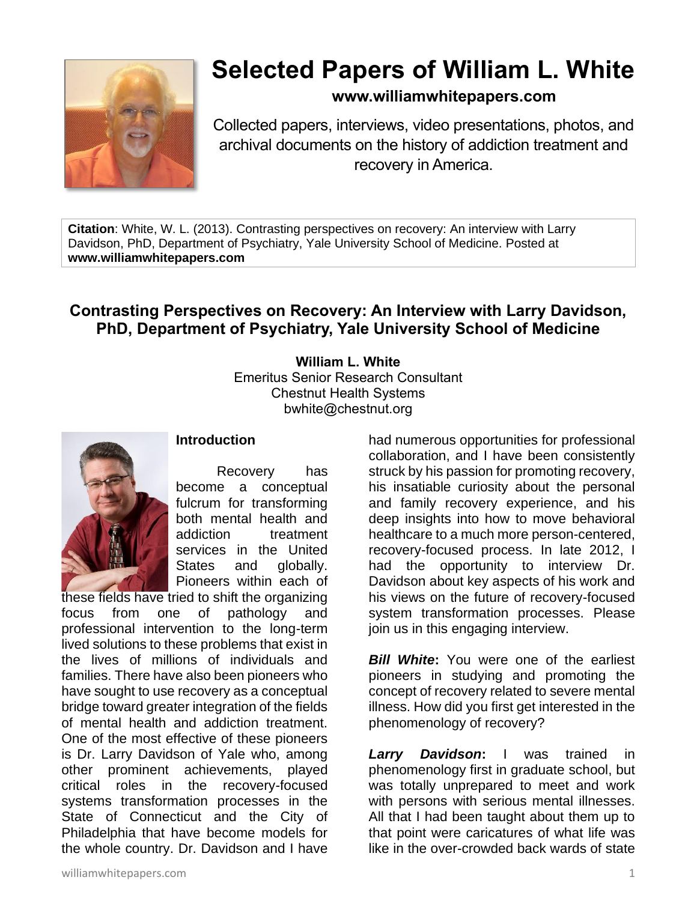# Selected Papers of William L. White

**www.williamwhitepapers.com**

Collected papers, interviews, video presentations, photos, and archival documents on the history of addiction treatment and recovery in America.

**Citation**: White, W. L. (2013). Contrasting perspectives on recovery: An interview with Larry Davidson, PhD, Department of Psychiatry, Yale University School of Medicine. Posted at **www.williamwhitepapers.com**

## Contrasting Perspectives on Recovery: An Interview with Larry Davidson, PhD, Department of Psychiatry, Yale University School of Medicine

**William L. White**
Emeritus Senior Research Consultant
Chestnut Health Systems
bwhite@chestnut.org

### Introduction

Recovery has become a conceptual fulcrum for transforming both mental health and addiction treatment services in the United States and globally. Pioneers within each of these fields have tried to shift the organizing focus from one of pathology and professional intervention to the long-term lived solutions to these problems that exist in the lives of millions of individuals and families. There have also been pioneers who have sought to use recovery as a conceptual bridge toward greater integration of the fields of mental health and addiction treatment. One of the most effective of these pioneers is Dr. Larry Davidson of Yale who, among other prominent achievements, played critical roles in the recovery-focused systems transformation processes in the State of Connecticut and the City of Philadelphia that have become models for the whole country. Dr. Davidson and I have had numerous opportunities for professional collaboration, and I have been consistently struck by his passion for promoting recovery, his insatiable curiosity about the personal and family recovery experience, and his deep insights into how to move behavioral healthcare to a much more person-centered, recovery-focused process. In late 2012, I had the opportunity to interview Dr. Davidson about key aspects of his work and his views on the future of recovery-focused system transformation processes. Please join us in this engaging interview.

***Bill White*****:** You were one of the earliest pioneers in studying and promoting the concept of recovery related to severe mental illness. How did you first get interested in the phenomenology of recovery?

***Larry Davidson*****:** I was trained in phenomenology first in graduate school, but was totally unprepared to meet and work with persons with serious mental illnesses. All that I had been taught about them up to that point were caricatures of what life was like in the over-crowded back wards of state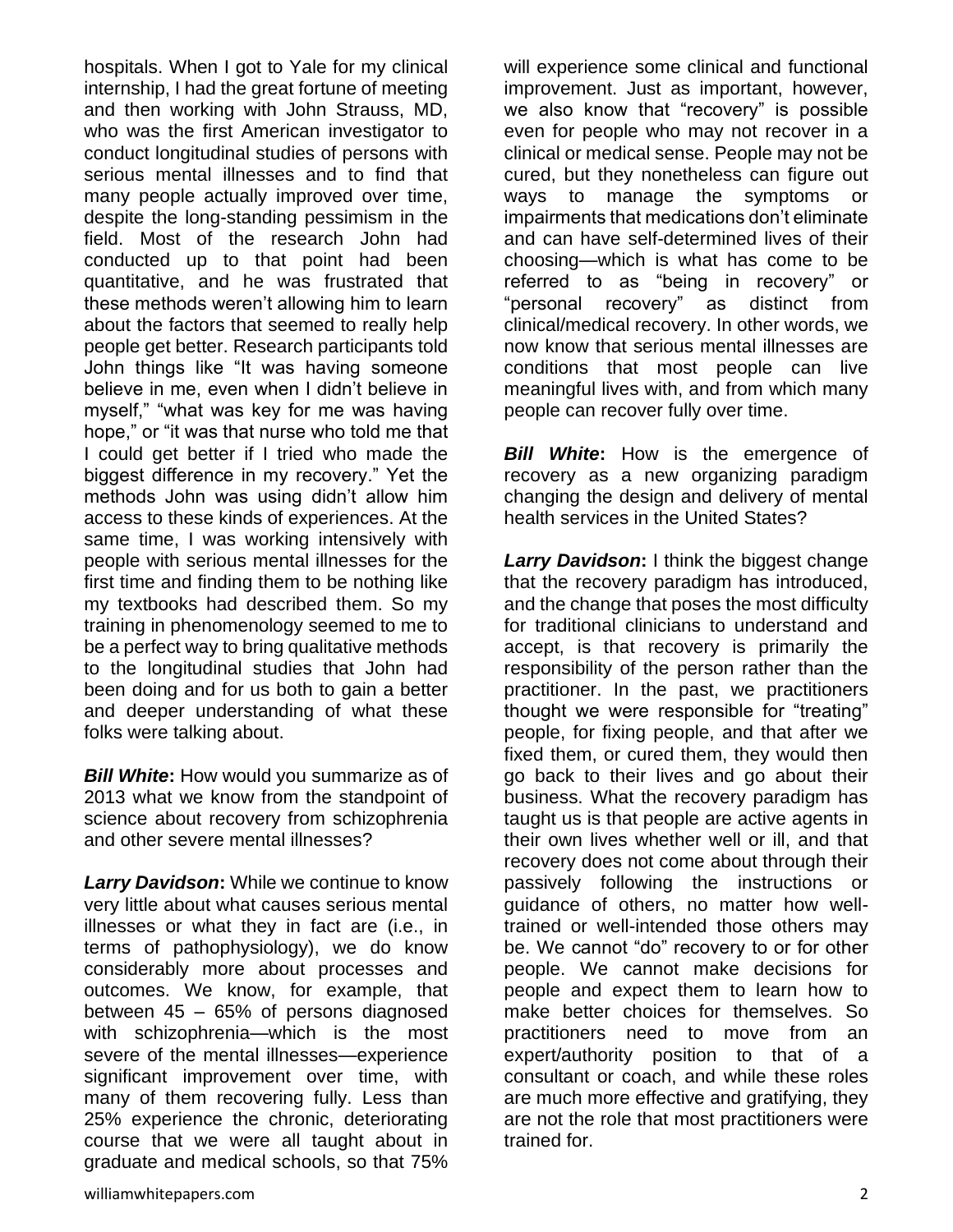hospitals. When I got to Yale for my clinical internship, I had the great fortune of meeting and then working with John Strauss, MD, who was the first American investigator to conduct longitudinal studies of persons with serious mental illnesses and to find that many people actually improved over time, despite the long-standing pessimism in the field. Most of the research John had conducted up to that point had been quantitative, and he was frustrated that these methods weren't allowing him to learn about the factors that seemed to really help people get better. Research participants told John things like "It was having someone believe in me, even when I didn't believe in myself," "what was key for me was having hope," or "it was that nurse who told me that I could get better if I tried who made the biggest difference in my recovery." Yet the methods John was using didn't allow him access to these kinds of experiences. At the same time, I was working intensively with people with serious mental illnesses for the first time and finding them to be nothing like my textbooks had described them. So my training in phenomenology seemed to me to be a perfect way to bring qualitative methods to the longitudinal studies that John had been doing and for us both to gain a better and deeper understanding of what these folks were talking about.

***Bill White*****:** How would you summarize as of 2013 what we know from the standpoint of science about recovery from schizophrenia and other severe mental illnesses?

***Larry Davidson*****:** While we continue to know very little about what causes serious mental illnesses or what they in fact are (i.e., in terms of pathophysiology), we do know considerably more about processes and outcomes. We know, for example, that between 45 – 65% of persons diagnosed with schizophrenia—which is the most severe of the mental illnesses—experience significant improvement over time, with many of them recovering fully. Less than 25% experience the chronic, deteriorating course that we were all taught about in graduate and medical schools, so that 75% will experience some clinical and functional improvement. Just as important, however, we also know that "recovery" is possible even for people who may not recover in a clinical or medical sense. People may not be cured, but they nonetheless can figure out ways to manage the symptoms or impairments that medications don't eliminate and can have self-determined lives of their choosing—which is what has come to be referred to as "being in recovery" or "personal recovery" as distinct from clinical/medical recovery. In other words, we now know that serious mental illnesses are conditions that most people can live meaningful lives with, and from which many people can recover fully over time.

***Bill White*****:** How is the emergence of recovery as a new organizing paradigm changing the design and delivery of mental health services in the United States?

***Larry Davidson*****:** I think the biggest change that the recovery paradigm has introduced, and the change that poses the most difficulty for traditional clinicians to understand and accept, is that recovery is primarily the responsibility of the person rather than the practitioner. In the past, we practitioners thought we were responsible for "treating" people, for fixing people, and that after we fixed them, or cured them, they would then go back to their lives and go about their business. What the recovery paradigm has taught us is that people are active agents in their own lives whether well or ill, and that recovery does not come about through their passively following the instructions or guidance of others, no matter how well-trained or well-intended those others may be. We cannot "do" recovery to or for other people. We cannot make decisions for people and expect them to learn how to make better choices for themselves. So practitioners need to move from an expert/authority position to that of a consultant or coach, and while these roles are much more effective and gratifying, they are not the role that most practitioners were trained for.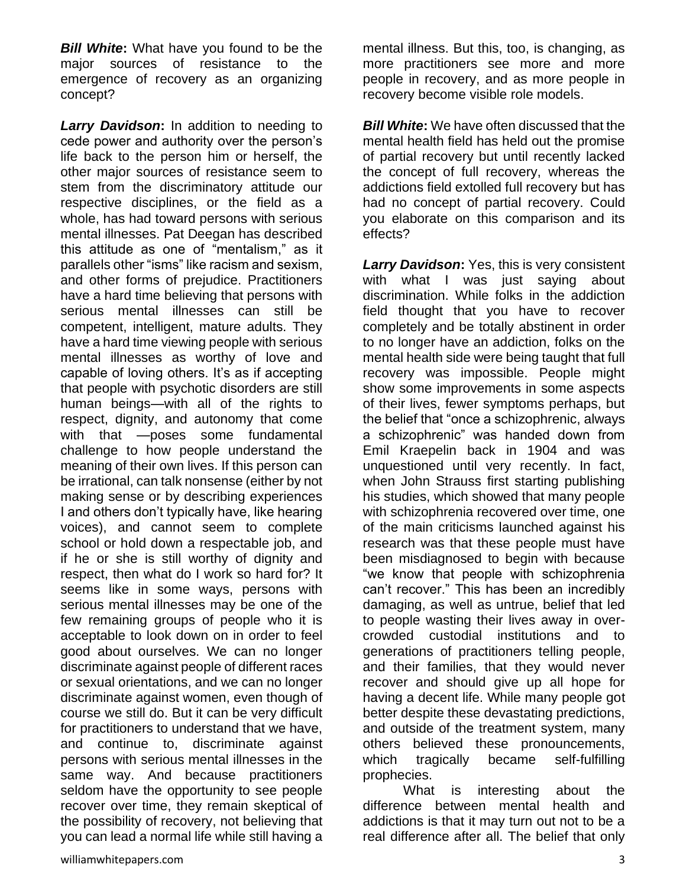***Bill White*:** What have you found to be the major sources of resistance to the emergence of recovery as an organizing concept?

***Larry Davidson*:** In addition to needing to cede power and authority over the person's life back to the person him or herself, the other major sources of resistance seem to stem from the discriminatory attitude our respective disciplines, or the field as a whole, has had toward persons with serious mental illnesses. Pat Deegan has described this attitude as one of "mentalism," as it parallels other "isms" like racism and sexism, and other forms of prejudice. Practitioners have a hard time believing that persons with serious mental illnesses can still be competent, intelligent, mature adults. They have a hard time viewing people with serious mental illnesses as worthy of love and capable of loving others. It's as if accepting that people with psychotic disorders are still human beings—with all of the rights to respect, dignity, and autonomy that come with that —poses some fundamental challenge to how people understand the meaning of their own lives. If this person can be irrational, can talk nonsense (either by not making sense or by describing experiences I and others don't typically have, like hearing voices), and cannot seem to complete school or hold down a respectable job, and if he or she is still worthy of dignity and respect, then what do I work so hard for? It seems like in some ways, persons with serious mental illnesses may be one of the few remaining groups of people who it is acceptable to look down on in order to feel good about ourselves. We can no longer discriminate against people of different races or sexual orientations, and we can no longer discriminate against women, even though of course we still do. But it can be very difficult for practitioners to understand that we have, and continue to, discriminate against persons with serious mental illnesses in the same way. And because practitioners seldom have the opportunity to see people recover over time, they remain skeptical of the possibility of recovery, not believing that you can lead a normal life while still having a mental illness. But this, too, is changing, as more practitioners see more and more people in recovery, and as more people in recovery become visible role models.

***Bill White*:** We have often discussed that the mental health field has held out the promise of partial recovery but until recently lacked the concept of full recovery, whereas the addictions field extolled full recovery but has had no concept of partial recovery. Could you elaborate on this comparison and its effects?

***Larry Davidson*:** Yes, this is very consistent with what I was just saying about discrimination. While folks in the addiction field thought that you have to recover completely and be totally abstinent in order to no longer have an addiction, folks on the mental health side were being taught that full recovery was impossible. People might show some improvements in some aspects of their lives, fewer symptoms perhaps, but the belief that "once a schizophrenic, always a schizophrenic" was handed down from Emil Kraepelin back in 1904 and was unquestioned until very recently. In fact, when John Strauss first starting publishing his studies, which showed that many people with schizophrenia recovered over time, one of the main criticisms launched against his research was that these people must have been misdiagnosed to begin with because "we know that people with schizophrenia can't recover." This has been an incredibly damaging, as well as untrue, belief that led to people wasting their lives away in over-crowded custodial institutions and to generations of practitioners telling people, and their families, that they would never recover and should give up all hope for having a decent life. While many people got better despite these devastating predictions, and outside of the treatment system, many others believed these pronouncements, which tragically became self-fulfilling prophecies.

What is interesting about the difference between mental health and addictions is that it may turn out not to be a real difference after all. The belief that only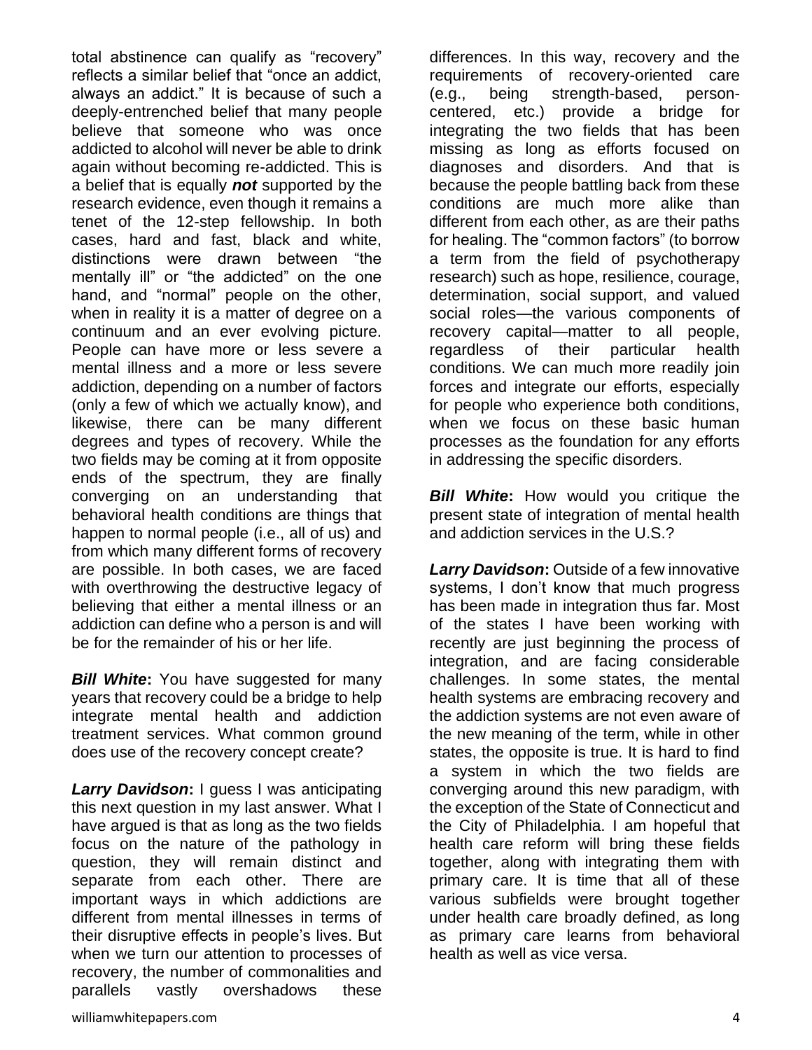total abstinence can qualify as "recovery" reflects a similar belief that "once an addict, always an addict." It is because of such a deeply-entrenched belief that many people believe that someone who was once addicted to alcohol will never be able to drink again without becoming re-addicted. This is a belief that is equally ***not*** supported by the research evidence, even though it remains a tenet of the 12-step fellowship. In both cases, hard and fast, black and white, distinctions were drawn between "the mentally ill" or "the addicted" on the one hand, and "normal" people on the other, when in reality it is a matter of degree on a continuum and an ever evolving picture. People can have more or less severe a mental illness and a more or less severe addiction, depending on a number of factors (only a few of which we actually know), and likewise, there can be many different degrees and types of recovery. While the two fields may be coming at it from opposite ends of the spectrum, they are finally converging on an understanding that behavioral health conditions are things that happen to normal people (i.e., all of us) and from which many different forms of recovery are possible. In both cases, we are faced with overthrowing the destructive legacy of believing that either a mental illness or an addiction can define who a person is and will be for the remainder of his or her life.

***Bill White*****:** You have suggested for many years that recovery could be a bridge to help integrate mental health and addiction treatment services. What common ground does use of the recovery concept create?

***Larry Davidson*****:** I guess I was anticipating this next question in my last answer. What I have argued is that as long as the two fields focus on the nature of the pathology in question, they will remain distinct and separate from each other. There are important ways in which addictions are different from mental illnesses in terms of their disruptive effects in people's lives. But when we turn our attention to processes of recovery, the number of commonalities and parallels vastly overshadows these differences. In this way, recovery and the requirements of recovery-oriented care (e.g., being strength-based, person-centered, etc.) provide a bridge for integrating the two fields that has been missing as long as efforts focused on diagnoses and disorders. And that is because the people battling back from these conditions are much more alike than different from each other, as are their paths for healing. The "common factors" (to borrow a term from the field of psychotherapy research) such as hope, resilience, courage, determination, social support, and valued social roles—the various components of recovery capital—matter to all people, regardless of their particular health conditions. We can much more readily join forces and integrate our efforts, especially for people who experience both conditions, when we focus on these basic human processes as the foundation for any efforts in addressing the specific disorders.

***Bill White*****:** How would you critique the present state of integration of mental health and addiction services in the U.S.?

***Larry Davidson*****:** Outside of a few innovative systems, I don't know that much progress has been made in integration thus far. Most of the states I have been working with recently are just beginning the process of integration, and are facing considerable challenges. In some states, the mental health systems are embracing recovery and the addiction systems are not even aware of the new meaning of the term, while in other states, the opposite is true. It is hard to find a system in which the two fields are converging around this new paradigm, with the exception of the State of Connecticut and the City of Philadelphia. I am hopeful that health care reform will bring these fields together, along with integrating them with primary care. It is time that all of these various subfields were brought together under health care broadly defined, as long as primary care learns from behavioral health as well as vice versa.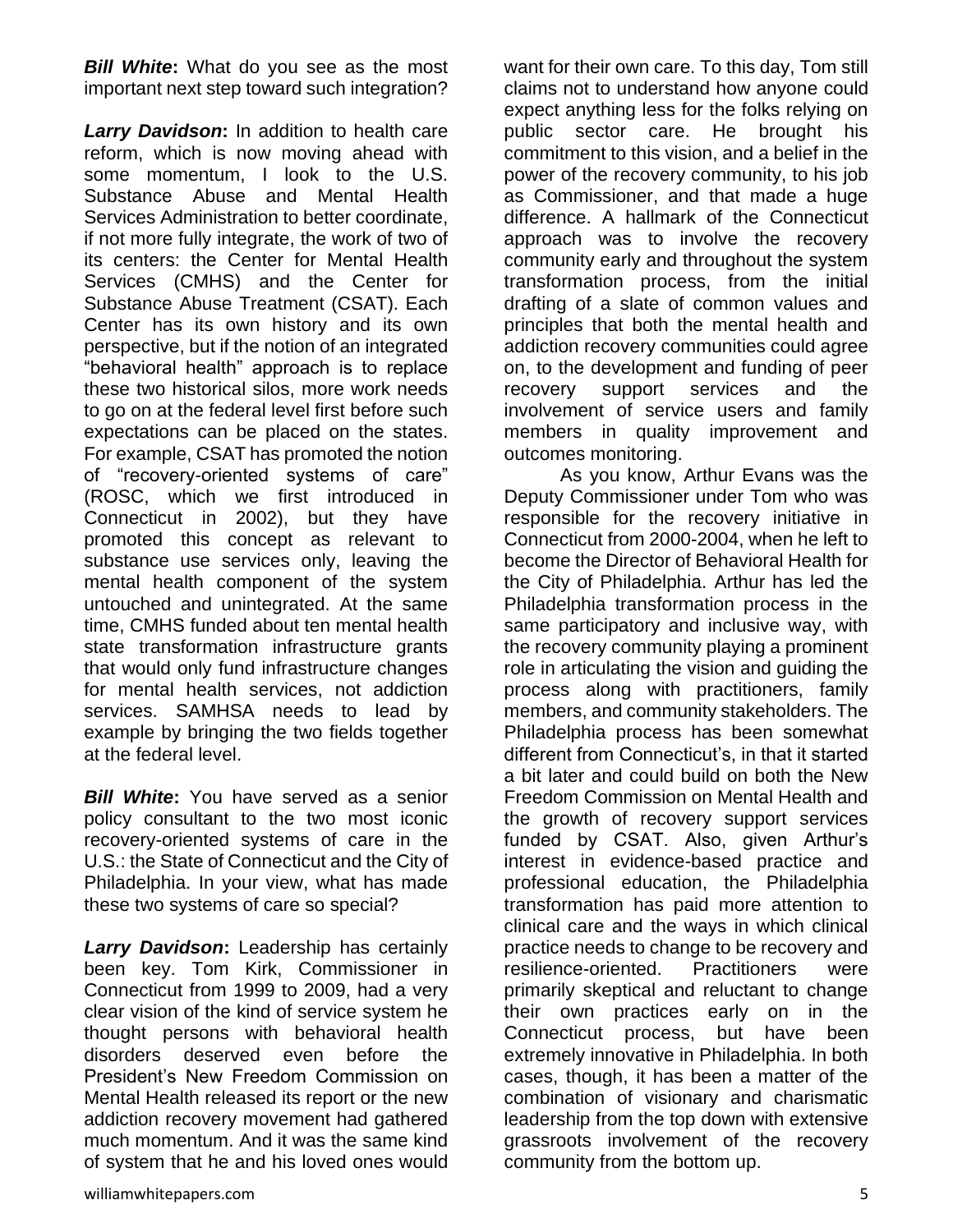***Bill White*:** What do you see as the most important next step toward such integration?

***Larry Davidson*:** In addition to health care reform, which is now moving ahead with some momentum, I look to the U.S. Substance Abuse and Mental Health Services Administration to better coordinate, if not more fully integrate, the work of two of its centers: the Center for Mental Health Services (CMHS) and the Center for Substance Abuse Treatment (CSAT). Each Center has its own history and its own perspective, but if the notion of an integrated "behavioral health" approach is to replace these two historical silos, more work needs to go on at the federal level first before such expectations can be placed on the states. For example, CSAT has promoted the notion of "recovery-oriented systems of care" (ROSC, which we first introduced in Connecticut in 2002), but they have promoted this concept as relevant to substance use services only, leaving the mental health component of the system untouched and unintegrated. At the same time, CMHS funded about ten mental health state transformation infrastructure grants that would only fund infrastructure changes for mental health services, not addiction services. SAMHSA needs to lead by example by bringing the two fields together at the federal level.

***Bill White*:** You have served as a senior policy consultant to the two most iconic recovery-oriented systems of care in the U.S.: the State of Connecticut and the City of Philadelphia. In your view, what has made these two systems of care so special?

***Larry Davidson*:** Leadership has certainly been key. Tom Kirk, Commissioner in Connecticut from 1999 to 2009, had a very clear vision of the kind of service system he thought persons with behavioral health disorders deserved even before the President's New Freedom Commission on Mental Health released its report or the new addiction recovery movement had gathered much momentum. And it was the same kind of system that he and his loved ones would want for their own care. To this day, Tom still claims not to understand how anyone could expect anything less for the folks relying on public sector care. He brought his commitment to this vision, and a belief in the power of the recovery community, to his job as Commissioner, and that made a huge difference. A hallmark of the Connecticut approach was to involve the recovery community early and throughout the system transformation process, from the initial drafting of a slate of common values and principles that both the mental health and addiction recovery communities could agree on, to the development and funding of peer recovery support services and the involvement of service users and family members in quality improvement and outcomes monitoring.

As you know, Arthur Evans was the Deputy Commissioner under Tom who was responsible for the recovery initiative in Connecticut from 2000-2004, when he left to become the Director of Behavioral Health for the City of Philadelphia. Arthur has led the Philadelphia transformation process in the same participatory and inclusive way, with the recovery community playing a prominent role in articulating the vision and guiding the process along with practitioners, family members, and community stakeholders. The Philadelphia process has been somewhat different from Connecticut's, in that it started a bit later and could build on both the New Freedom Commission on Mental Health and the growth of recovery support services funded by CSAT. Also, given Arthur's interest in evidence-based practice and professional education, the Philadelphia transformation has paid more attention to clinical care and the ways in which clinical practice needs to change to be recovery and resilience-oriented. Practitioners were primarily skeptical and reluctant to change their own practices early on in the Connecticut process, but have been extremely innovative in Philadelphia. In both cases, though, it has been a matter of the combination of visionary and charismatic leadership from the top down with extensive grassroots involvement of the recovery community from the bottom up.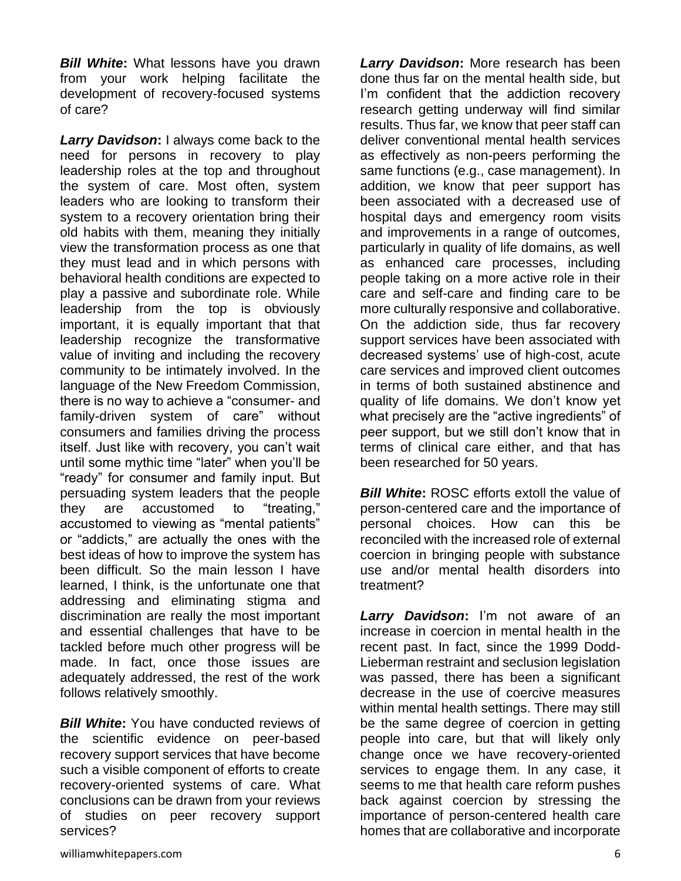***Bill White*:** What lessons have you drawn from your work helping facilitate the development of recovery-focused systems of care?

***Larry Davidson*:** I always come back to the need for persons in recovery to play leadership roles at the top and throughout the system of care. Most often, system leaders who are looking to transform their system to a recovery orientation bring their old habits with them, meaning they initially view the transformation process as one that they must lead and in which persons with behavioral health conditions are expected to play a passive and subordinate role. While leadership from the top is obviously important, it is equally important that that leadership recognize the transformative value of inviting and including the recovery community to be intimately involved. In the language of the New Freedom Commission, there is no way to achieve a "consumer- and family-driven system of care" without consumers and families driving the process itself. Just like with recovery, you can't wait until some mythic time "later" when you'll be "ready" for consumer and family input. But persuading system leaders that the people they are accustomed to "treating," accustomed to viewing as "mental patients" or "addicts," are actually the ones with the best ideas of how to improve the system has been difficult. So the main lesson I have learned, I think, is the unfortunate one that addressing and eliminating stigma and discrimination are really the most important and essential challenges that have to be tackled before much other progress will be made. In fact, once those issues are adequately addressed, the rest of the work follows relatively smoothly.

***Bill White*:** You have conducted reviews of the scientific evidence on peer-based recovery support services that have become such a visible component of efforts to create recovery-oriented systems of care. What conclusions can be drawn from your reviews of studies on peer recovery support services?

***Larry Davidson*:** More research has been done thus far on the mental health side, but I'm confident that the addiction recovery research getting underway will find similar results. Thus far, we know that peer staff can deliver conventional mental health services as effectively as non-peers performing the same functions (e.g., case management). In addition, we know that peer support has been associated with a decreased use of hospital days and emergency room visits and improvements in a range of outcomes, particularly in quality of life domains, as well as enhanced care processes, including people taking on a more active role in their care and self-care and finding care to be more culturally responsive and collaborative. On the addiction side, thus far recovery support services have been associated with decreased systems' use of high-cost, acute care services and improved client outcomes in terms of both sustained abstinence and quality of life domains. We don't know yet what precisely are the "active ingredients" of peer support, but we still don't know that in terms of clinical care either, and that has been researched for 50 years.

***Bill White*:** ROSC efforts extoll the value of person-centered care and the importance of personal choices. How can this be reconciled with the increased role of external coercion in bringing people with substance use and/or mental health disorders into treatment?

***Larry Davidson*:** I'm not aware of an increase in coercion in mental health in the recent past. In fact, since the 1999 Dodd-Lieberman restraint and seclusion legislation was passed, there has been a significant decrease in the use of coercive measures within mental health settings. There may still be the same degree of coercion in getting people into care, but that will likely only change once we have recovery-oriented services to engage them. In any case, it seems to me that health care reform pushes back against coercion by stressing the importance of person-centered health care homes that are collaborative and incorporate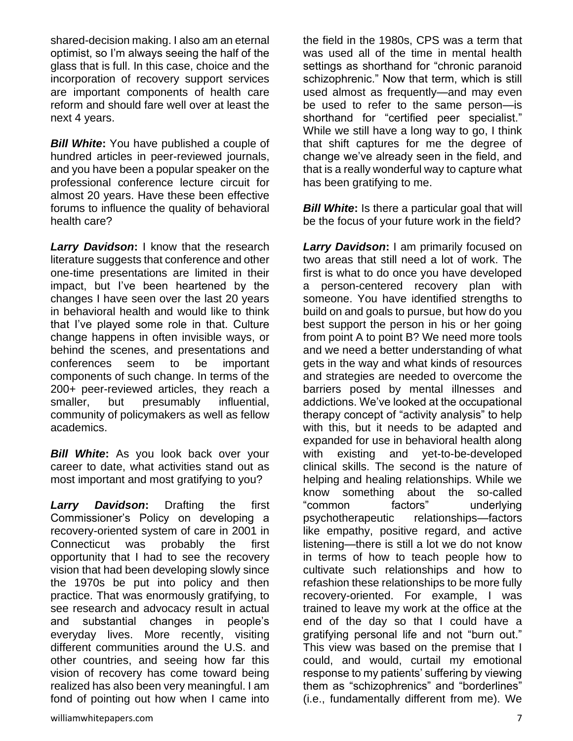shared-decision making. I also am an eternal optimist, so I'm always seeing the half of the glass that is full. In this case, choice and the incorporation of recovery support services are important components of health care reform and should fare well over at least the next 4 years.

***Bill White*:** You have published a couple of hundred articles in peer-reviewed journals, and you have been a popular speaker on the professional conference lecture circuit for almost 20 years. Have these been effective forums to influence the quality of behavioral health care?

***Larry Davidson*:** I know that the research literature suggests that conference and other one-time presentations are limited in their impact, but I've been heartened by the changes I have seen over the last 20 years in behavioral health and would like to think that I've played some role in that. Culture change happens in often invisible ways, or behind the scenes, and presentations and conferences seem to be important components of such change. In terms of the 200+ peer-reviewed articles, they reach a smaller, but presumably influential, community of policymakers as well as fellow academics.

***Bill White*:** As you look back over your career to date, what activities stand out as most important and most gratifying to you?

***Larry Davidson*:** Drafting the first Commissioner's Policy on developing a recovery-oriented system of care in 2001 in Connecticut was probably the first opportunity that I had to see the recovery vision that had been developing slowly since the 1970s be put into policy and then practice. That was enormously gratifying, to see research and advocacy result in actual and substantial changes in people's everyday lives. More recently, visiting different communities around the U.S. and other countries, and seeing how far this vision of recovery has come toward being realized has also been very meaningful. I am fond of pointing out how when I came into the field in the 1980s, CPS was a term that was used all of the time in mental health settings as shorthand for "chronic paranoid schizophrenic." Now that term, which is still used almost as frequently—and may even be used to refer to the same person—is shorthand for "certified peer specialist." While we still have a long way to go, I think that shift captures for me the degree of change we've already seen in the field, and that is a really wonderful way to capture what has been gratifying to me.

***Bill White*:** Is there a particular goal that will be the focus of your future work in the field?

***Larry Davidson*:** I am primarily focused on two areas that still need a lot of work. The first is what to do once you have developed a person-centered recovery plan with someone. You have identified strengths to build on and goals to pursue, but how do you best support the person in his or her going from point A to point B? We need more tools and we need a better understanding of what gets in the way and what kinds of resources and strategies are needed to overcome the barriers posed by mental illnesses and addictions. We've looked at the occupational therapy concept of "activity analysis" to help with this, but it needs to be adapted and expanded for use in behavioral health along with existing and yet-to-be-developed clinical skills. The second is the nature of helping and healing relationships. While we know something about the so-called "common factors" underlying psychotherapeutic relationships—factors like empathy, positive regard, and active listening—there is still a lot we do not know in terms of how to teach people how to cultivate such relationships and how to refashion these relationships to be more fully recovery-oriented. For example, I was trained to leave my work at the office at the end of the day so that I could have a gratifying personal life and not "burn out." This view was based on the premise that I could, and would, curtail my emotional response to my patients' suffering by viewing them as "schizophrenics" and "borderlines" (i.e., fundamentally different from me). We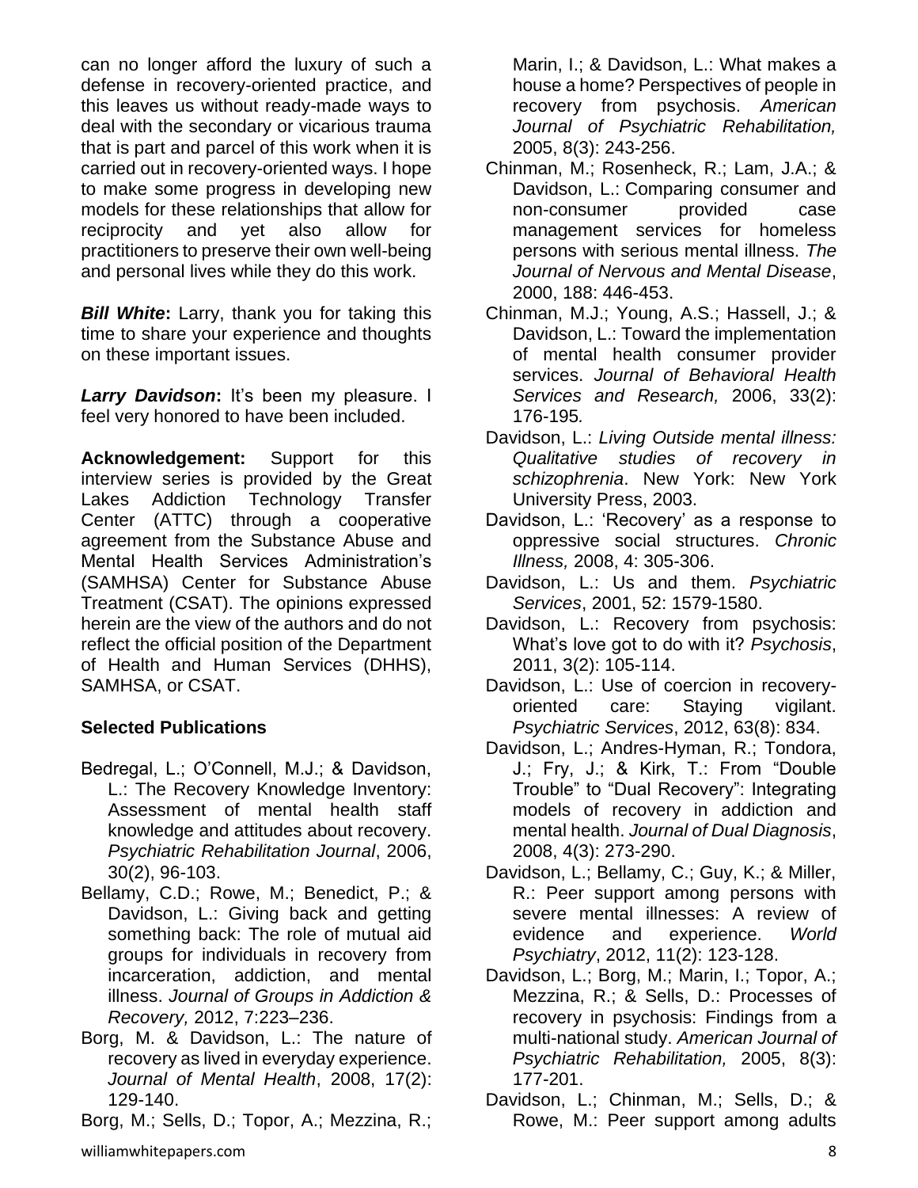can no longer afford the luxury of such a defense in recovery-oriented practice, and this leaves us without ready-made ways to deal with the secondary or vicarious trauma that is part and parcel of this work when it is carried out in recovery-oriented ways. I hope to make some progress in developing new models for these relationships that allow for reciprocity and yet also allow for practitioners to preserve their own well-being and personal lives while they do this work.

***Bill White*:** Larry, thank you for taking this time to share your experience and thoughts on these important issues.

***Larry Davidson*:** It's been my pleasure. I feel very honored to have been included.

**Acknowledgement:** Support for this interview series is provided by the Great Lakes Addiction Technology Transfer Center (ATTC) through a cooperative agreement from the Substance Abuse and Mental Health Services Administration's (SAMHSA) Center for Substance Abuse Treatment (CSAT). The opinions expressed herein are the view of the authors and do not reflect the official position of the Department of Health and Human Services (DHHS), SAMHSA, or CSAT.

**Selected Publications**

Bedregal, L.; O'Connell, M.J.; & Davidson, L.: The Recovery Knowledge Inventory: Assessment of mental health staff knowledge and attitudes about recovery. *Psychiatric Rehabilitation Journal*, 2006, 30(2), 96-103.

Bellamy, C.D.; Rowe, M.; Benedict, P.; & Davidson, L.: Giving back and getting something back: The role of mutual aid groups for individuals in recovery from incarceration, addiction, and mental illness. *Journal of Groups in Addiction & Recovery,* 2012, 7:223–236.

Borg, M. & Davidson, L.: The nature of recovery as lived in everyday experience. *Journal of Mental Health*, 2008, 17(2): 129-140.

Borg, M.; Sells, D.; Topor, A.; Mezzina, R.; Marin, I.; & Davidson, L.: What makes a house a home? Perspectives of people in recovery from psychosis. *American Journal of Psychiatric Rehabilitation,* 2005, 8(3): 243-256.

Chinman, M.; Rosenheck, R.; Lam, J.A.; & Davidson, L.: Comparing consumer and non-consumer provided case management services for homeless persons with serious mental illness. *The Journal of Nervous and Mental Disease*, 2000, 188: 446-453.

Chinman, M.J.; Young, A.S.; Hassell, J.; & Davidson, L.: Toward the implementation of mental health consumer provider services. *Journal of Behavioral Health Services and Research,* 2006, 33(2): 176-195*.*

Davidson, L.: *Living Outside mental illness: Qualitative studies of recovery in schizophrenia*. New York: New York University Press, 2003.

Davidson, L.: 'Recovery' as a response to oppressive social structures. *Chronic Illness,* 2008, 4: 305-306.

Davidson, L.: Us and them. *Psychiatric Services*, 2001, 52: 1579-1580.

Davidson, L.: Recovery from psychosis: What's love got to do with it? *Psychosis*, 2011, 3(2): 105-114.

Davidson, L.: Use of coercion in recovery-oriented care: Staying vigilant. *Psychiatric Services*, 2012, 63(8): 834.

Davidson, L.; Andres-Hyman, R.; Tondora, J.; Fry, J.; & Kirk, T.: From "Double Trouble" to "Dual Recovery": Integrating models of recovery in addiction and mental health. *Journal of Dual Diagnosis*, 2008, 4(3): 273-290.

Davidson, L.; Bellamy, C.; Guy, K.; & Miller, R.: Peer support among persons with severe mental illnesses: A review of evidence and experience. *World Psychiatry*, 2012, 11(2): 123-128.

Davidson, L.; Borg, M.; Marin, I.; Topor, A.; Mezzina, R.; & Sells, D.: Processes of recovery in psychosis: Findings from a multi-national study. *American Journal of Psychiatric Rehabilitation,* 2005, 8(3): 177-201.

Davidson, L.; Chinman, M.; Sells, D.; & Rowe, M.: Peer support among adults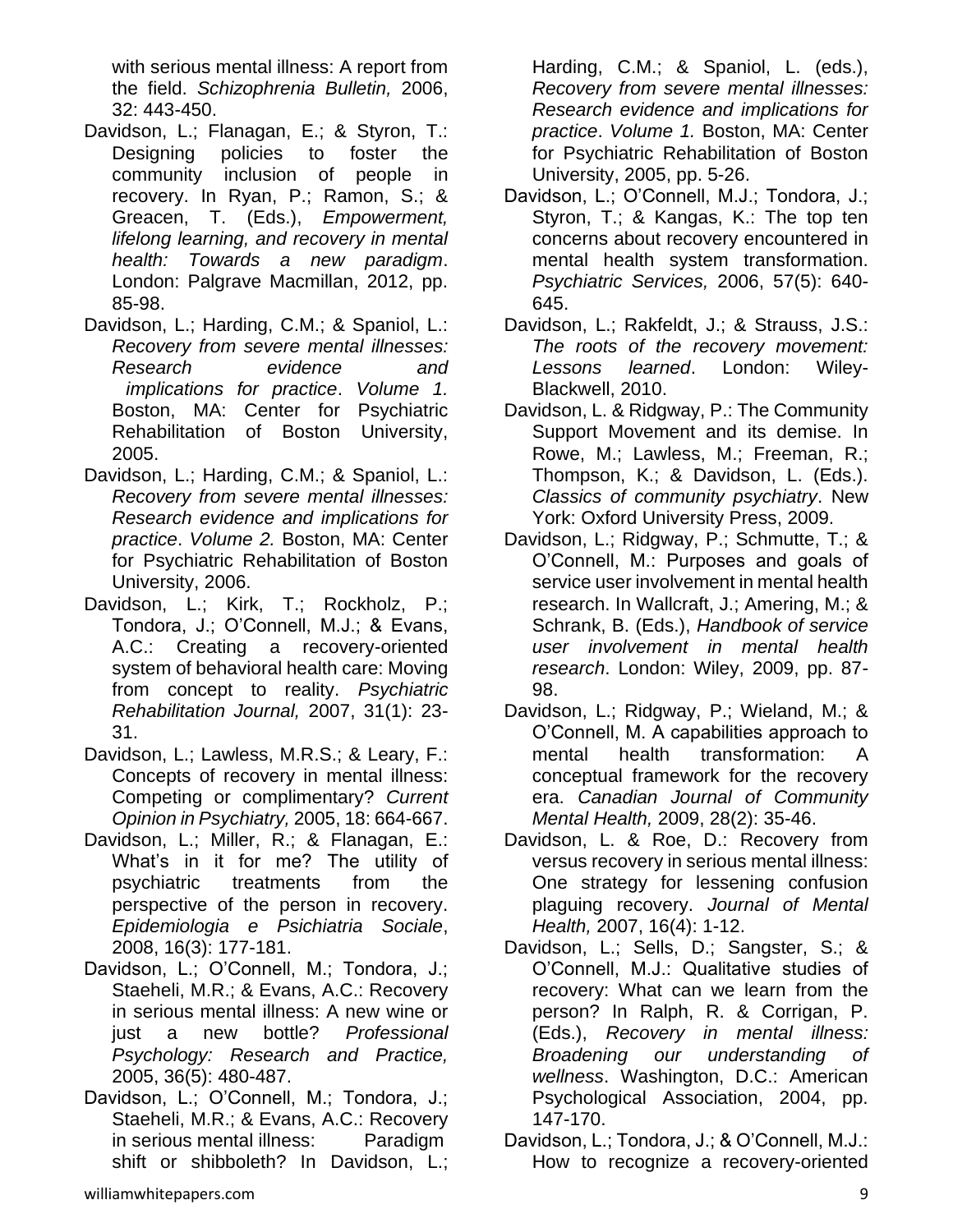with serious mental illness: A report from the field. *Schizophrenia Bulletin,* 2006, 32: 443-450.

Davidson, L.; Flanagan, E.; & Styron, T.: Designing policies to foster the community inclusion of people in recovery. In Ryan, P.; Ramon, S.; & Greacen, T. (Eds.), *Empowerment, lifelong learning, and recovery in mental health: Towards a new paradigm*. London: Palgrave Macmillan, 2012, pp. 85-98.

Davidson, L.; Harding, C.M.; & Spaniol, L.: *Recovery from severe mental illnesses: Research evidence and implications for practice*. *Volume 1.* Boston, MA: Center for Psychiatric Rehabilitation of Boston University, 2005.

Davidson, L.; Harding, C.M.; & Spaniol, L.: *Recovery from severe mental illnesses: Research evidence and implications for practice*. *Volume 2.* Boston, MA: Center for Psychiatric Rehabilitation of Boston University, 2006.

Davidson, L.; Kirk, T.; Rockholz, P.; Tondora, J.; O'Connell, M.J.; & Evans, A.C.: Creating a recovery-oriented system of behavioral health care: Moving from concept to reality. *Psychiatric Rehabilitation Journal,* 2007, 31(1): 23-31.

Davidson, L.; Lawless, M.R.S.; & Leary, F.: Concepts of recovery in mental illness: Competing or complimentary? *Current Opinion in Psychiatry,* 2005, 18: 664-667.

Davidson, L.; Miller, R.; & Flanagan, E.: What's in it for me? The utility of psychiatric treatments from the perspective of the person in recovery. *Epidemiologia e Psichiatria Sociale*, 2008, 16(3): 177-181.

Davidson, L.; O'Connell, M.; Tondora, J.; Staeheli, M.R.; & Evans, A.C.: Recovery in serious mental illness: A new wine or just a new bottle? *Professional Psychology: Research and Practice,* 2005, 36(5): 480-487.

Davidson, L.; O'Connell, M.; Tondora, J.; Staeheli, M.R.; & Evans, A.C.: Recovery in serious mental illness: Paradigm shift or shibboleth? In Davidson, L.; Harding, C.M.; & Spaniol, L. (eds.), *Recovery from severe mental illnesses: Research evidence and implications for practice*. *Volume 1.* Boston, MA: Center for Psychiatric Rehabilitation of Boston University, 2005, pp. 5-26.

Davidson, L.; O'Connell, M.J.; Tondora, J.; Styron, T.; & Kangas, K.: The top ten concerns about recovery encountered in mental health system transformation. *Psychiatric Services,* 2006, 57(5): 640-645.

Davidson, L.; Rakfeldt, J.; & Strauss, J.S.: *The roots of the recovery movement: Lessons learned*. London: Wiley-Blackwell, 2010.

Davidson, L. & Ridgway, P.: The Community Support Movement and its demise. In Rowe, M.; Lawless, M.; Freeman, R.; Thompson, K.; & Davidson, L. (Eds.). *Classics of community psychiatry*. New York: Oxford University Press, 2009.

Davidson, L.; Ridgway, P.; Schmutte, T.; & O'Connell, M.: Purposes and goals of service user involvement in mental health research. In Wallcraft, J.; Amering, M.; & Schrank, B. (Eds.), *Handbook of service user involvement in mental health research*. London: Wiley, 2009, pp. 87-98.

Davidson, L.; Ridgway, P.; Wieland, M.; & O'Connell, M. A capabilities approach to mental health transformation: A conceptual framework for the recovery era. *Canadian Journal of Community Mental Health,* 2009, 28(2): 35-46.

Davidson, L. & Roe, D.: Recovery from versus recovery in serious mental illness: One strategy for lessening confusion plaguing recovery. *Journal of Mental Health,* 2007, 16(4): 1-12.

Davidson, L.; Sells, D.; Sangster, S.; & O'Connell, M.J.: Qualitative studies of recovery: What can we learn from the person? In Ralph, R. & Corrigan, P. (Eds.), *Recovery in mental illness: Broadening our understanding of wellness*. Washington, D.C.: American Psychological Association, 2004, pp. 147-170.

Davidson, L.; Tondora, J.; & O'Connell, M.J.: How to recognize a recovery-oriented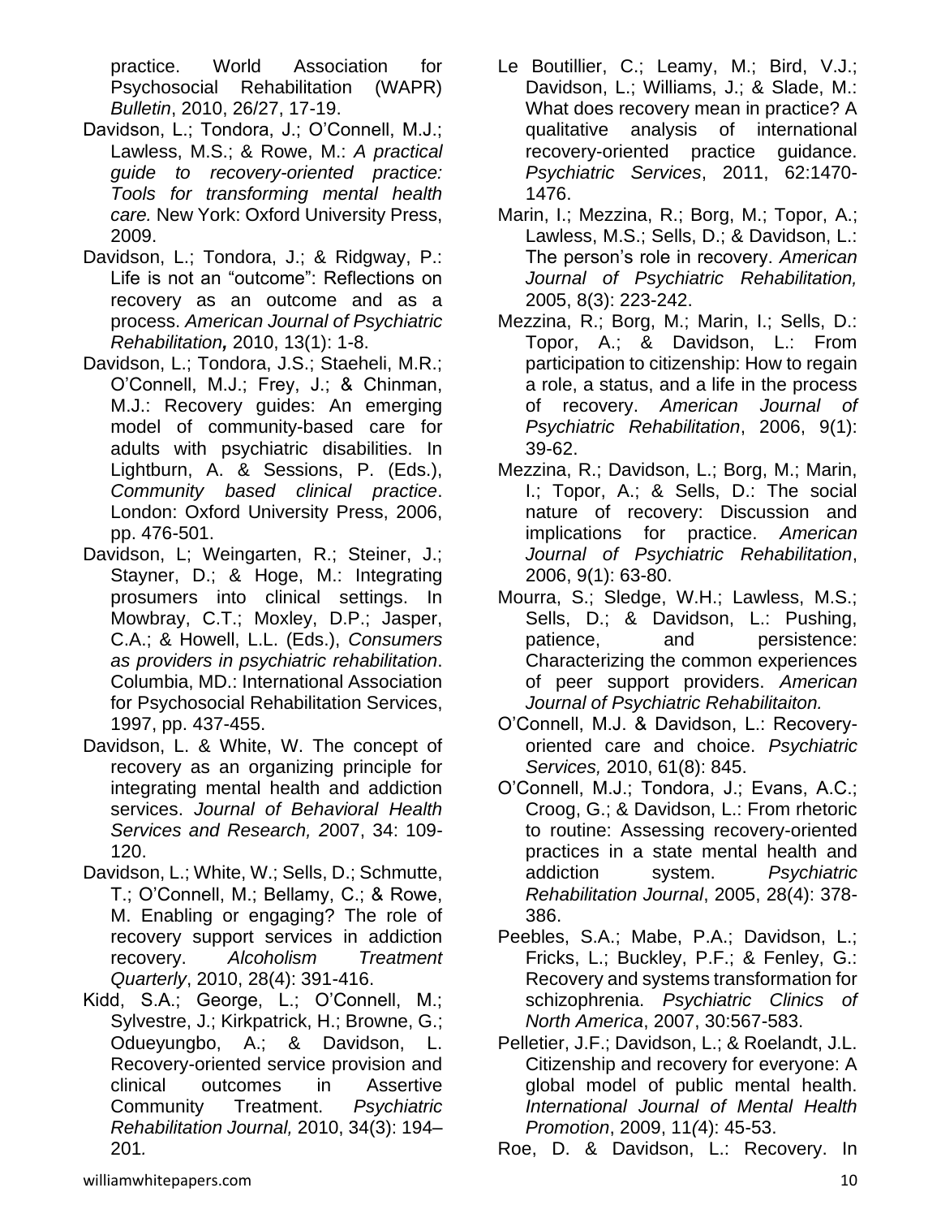practice. World Association for Psychosocial Rehabilitation (WAPR) *Bulletin*, 2010, 26/27, 17-19.

Davidson, L.; Tondora, J.; O'Connell, M.J.; Lawless, M.S.; & Rowe, M.: *A practical guide to recovery-oriented practice: Tools for transforming mental health care.* New York: Oxford University Press, 2009.

Davidson, L.; Tondora, J.; & Ridgway, P.: Life is not an "outcome": Reflections on recovery as an outcome and as a process. *American Journal of Psychiatric Rehabilitation***,** 2010, 13(1): 1-8.

Davidson, L.; Tondora, J.S.; Staeheli, M.R.; O'Connell, M.J.; Frey, J.; & Chinman, M.J.: Recovery guides: An emerging model of community-based care for adults with psychiatric disabilities. In Lightburn, A. & Sessions, P. (Eds.), *Community based clinical practice*. London: Oxford University Press, 2006, pp. 476-501.

Davidson, L; Weingarten, R.; Steiner, J.; Stayner, D.; & Hoge, M.: Integrating prosumers into clinical settings. In Mowbray, C.T.; Moxley, D.P.; Jasper, C.A.; & Howell, L.L. (Eds.), *Consumers as providers in psychiatric rehabilitation*. Columbia, MD.: International Association for Psychosocial Rehabilitation Services, 1997, pp. 437-455.

Davidson, L. & White, W. The concept of recovery as an organizing principle for integrating mental health and addiction services. *Journal of Behavioral Health Services and Research, 2*007, 34: 109-120.

Davidson, L.; White, W.; Sells, D.; Schmutte, T.; O'Connell, M.; Bellamy, C.; & Rowe, M. Enabling or engaging? The role of recovery support services in addiction recovery. *Alcoholism Treatment Quarterly*, 2010, 28(4): 391-416.

Kidd, S.A.; George, L.; O'Connell, M.; Sylvestre, J.; Kirkpatrick, H.; Browne, G.; Odueyungbo, A.; & Davidson, L. Recovery-oriented service provision and clinical outcomes in Assertive Community Treatment. *Psychiatric Rehabilitation Journal,* 2010, 34(3): 194–201*.*

Le Boutillier, C.; Leamy, M.; Bird, V.J.; Davidson, L.; Williams, J.; & Slade, M.: What does recovery mean in practice? A qualitative analysis of international recovery-oriented practice guidance. *Psychiatric Services*, 2011, 62:1470-1476.

Marin, I.; Mezzina, R.; Borg, M.; Topor, A.; Lawless, M.S.; Sells, D.; & Davidson, L.: The person's role in recovery. *American Journal of Psychiatric Rehabilitation,* 2005, 8(3): 223-242.

Mezzina, R.; Borg, M.; Marin, I.; Sells, D.: Topor, A.; & Davidson, L.: From participation to citizenship: How to regain a role, a status, and a life in the process of recovery. *American Journal of Psychiatric Rehabilitation*, 2006, 9(1): 39-62.

Mezzina, R.; Davidson, L.; Borg, M.; Marin, I.; Topor, A.; & Sells, D.: The social nature of recovery: Discussion and implications for practice. *American Journal of Psychiatric Rehabilitation*, 2006, 9(1): 63-80.

Mourra, S.; Sledge, W.H.; Lawless, M.S.; Sells, D.; & Davidson, L.: Pushing, patience, and persistence: Characterizing the common experiences of peer support providers. *American Journal of Psychiatric Rehabilitaiton.*

O'Connell, M.J. & Davidson, L.: Recovery-oriented care and choice. *Psychiatric Services,* 2010, 61(8): 845.

O'Connell, M.J.; Tondora, J.; Evans, A.C.; Croog, G.; & Davidson, L.: From rhetoric to routine: Assessing recovery-oriented practices in a state mental health and addiction system. *Psychiatric Rehabilitation Journal*, 2005, 28(4): 378-386.

Peebles, S.A.; Mabe, P.A.; Davidson, L.; Fricks, L.; Buckley, P.F.; & Fenley, G.: Recovery and systems transformation for schizophrenia. *Psychiatric Clinics of North America*, 2007, 30:567-583.

Pelletier, J.F.; Davidson, L.; & Roelandt, J.L. Citizenship and recovery for everyone: A global model of public mental health. *International Journal of Mental Health Promotion*, 2009, 11*(4*): 45-53.

Roe, D. & Davidson, L.: Recovery. In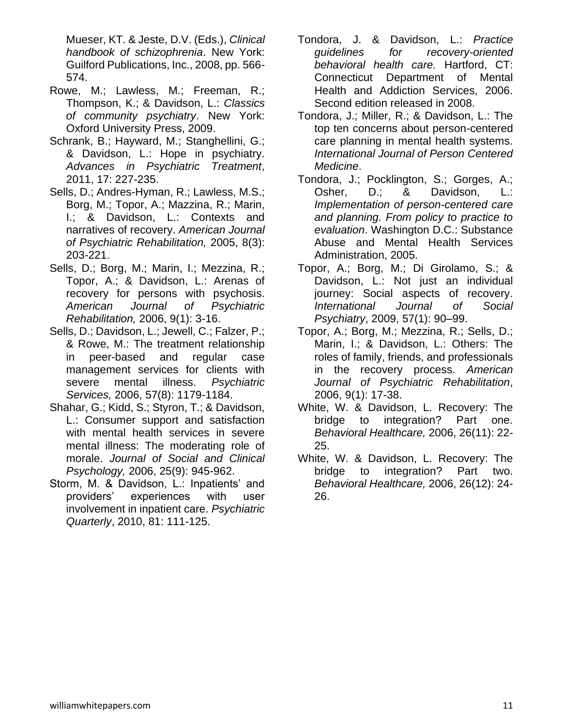Mueser, KT. & Jeste, D.V. (Eds.), *Clinical handbook of schizophrenia*. New York: Guilford Publications, Inc., 2008, pp. 566-574.

Rowe, M.; Lawless, M.; Freeman, R.; Thompson, K.; & Davidson, L.: *Classics of community psychiatry*. New York: Oxford University Press, 2009.

Schrank, B.; Hayward, M.; Stanghellini, G.; & Davidson, L.: Hope in psychiatry. *Advances in Psychiatric Treatment*, 2011, 17: 227-235.

Sells, D.; Andres-Hyman, R.; Lawless, M.S.; Borg, M.; Topor, A.; Mazzina, R.; Marin, I.; & Davidson, L.: Contexts and narratives of recovery. *American Journal of Psychiatric Rehabilitation,* 2005, 8(3): 203-221.

Sells, D.; Borg, M.; Marin, I.; Mezzina, R.; Topor, A.; & Davidson, L.: Arenas of recovery for persons with psychosis. *American Journal of Psychiatric Rehabilitation,* 2006, 9(1): 3-16.

Sells, D.; Davidson, L.; Jewell, C.; Falzer, P.; & Rowe, M.: The treatment relationship in peer-based and regular case management services for clients with severe mental illness. *Psychiatric Services,* 2006, 57(8): 1179-1184.

Shahar, G.; Kidd, S.; Styron, T.; & Davidson, L.: Consumer support and satisfaction with mental health services in severe mental illness: The moderating role of morale. *Journal of Social and Clinical Psychology,* 2006, 25(9): 945-962.

Storm, M. & Davidson, L.: Inpatients' and providers' experiences with user involvement in inpatient care. *Psychiatric Quarterly*, 2010, 81: 111-125.

Tondora, J. & Davidson, L.: *Practice guidelines for recovery-oriented behavioral health care.* Hartford, CT: Connecticut Department of Mental Health and Addiction Services, 2006. Second edition released in 2008.

Tondora, J.; Miller, R.; & Davidson, L.: The top ten concerns about person-centered care planning in mental health systems. *International Journal of Person Centered Medicine*.

Tondora, J.; Pocklington, S.; Gorges, A.; Osher, D.; & Davidson, L.: *Implementation of person-centered care and planning. From policy to practice to evaluation*. Washington D.C.: Substance Abuse and Mental Health Services Administration, 2005.

Topor, A.; Borg, M.; Di Girolamo, S.; & Davidson, L.: Not just an individual journey: Social aspects of recovery. *International Journal of Social Psychiatry*, 2009, 57(1): 90–99.

Topor, A.; Borg, M.; Mezzina, R.; Sells, D.; Marin, I.; & Davidson, L.: Others: The roles of family, friends, and professionals in the recovery process. *American Journal of Psychiatric Rehabilitation*, 2006, 9(1): 17-38.

White, W. & Davidson, L. Recovery: The bridge to integration? Part one. *Behavioral Healthcare,* 2006, 26(11): 22-25.

White, W. & Davidson, L. Recovery: The bridge to integration? Part two. *Behavioral Healthcare,* 2006, 26(12): 24-26.